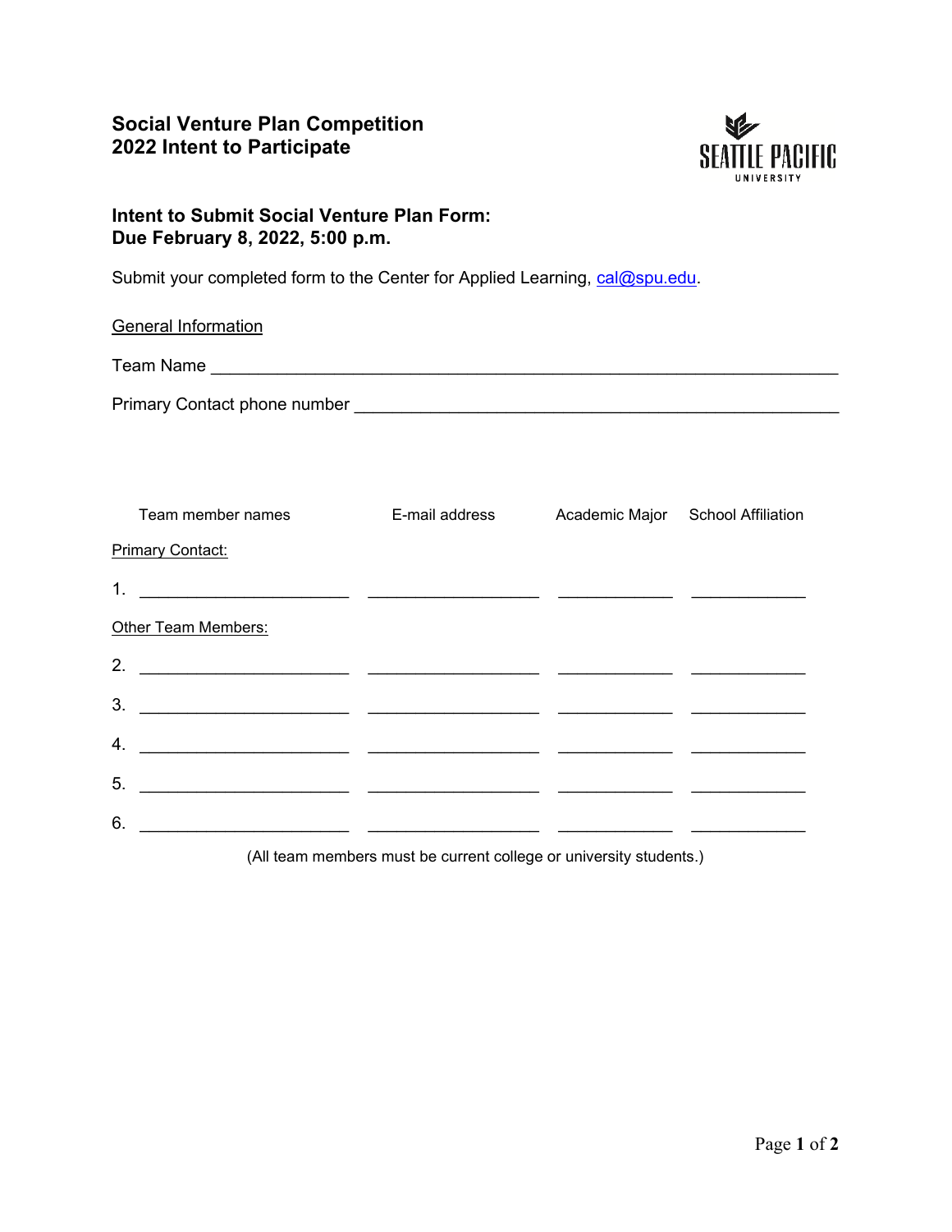# Social Venture Plan Competition
# 2022 Intent to Participate

## Intent to Submit Social Venture Plan Form:
## Due February 8, 2022, 5:00 p.m.

Submit your completed form to the Center for Applied Learning, cal@spu.edu.

General Information

Team Name ______________________________________________________________

Primary Contact phone number ____________________________________________

| | Team member names | E-mail address | Academic Major | School Affiliation |
|---|---|---|---|---|
| **Primary Contact:** | | | | |
| 1. | ______________________ | __________________ | ____________ | ____________ |
| **Other Team Members:** | | | | |
| 2. | ______________________ | __________________ | ____________ | ____________ |
| 3. | ______________________ | __________________ | ____________ | ____________ |
| 4. | ______________________ | __________________ | ____________ | ____________ |
| 5. | ______________________ | __________________ | ____________ | ____________ |
| 6. | ______________________ | __________________ | ____________ | ____________ |

(All team members must be current college or university students.)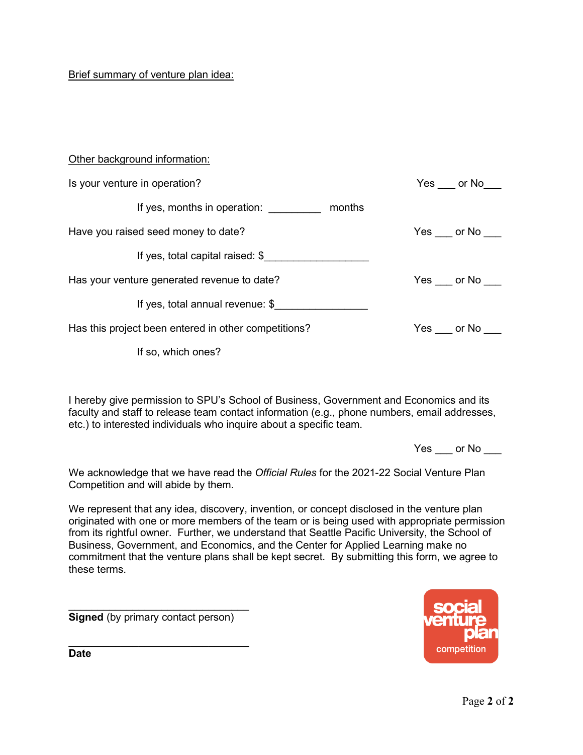<u>Brief summary of venture plan idea:</u>

<u>Other background information:</u>

Is your venture in operation? Yes ___ or No___

If yes, months in operation: _________ months

Have you raised seed money to date? Yes ___ or No ___

If yes, total capital raised: $_________________

Has your venture generated revenue to date? Yes ___ or No ___

If yes, total annual revenue: $________________

Has this project been entered in other competitions? Yes ___ or No ___

If so, which ones?

I hereby give permission to SPU's School of Business, Government and Economics and its faculty and staff to release team contact information (e.g., phone numbers, email addresses, etc.) to interested individuals who inquire about a specific team.

Yes ___ or No ___

We acknowledge that we have read the *Official Rules* for the 2021-22 Social Venture Plan Competition and will abide by them.

We represent that any idea, discovery, invention, or concept disclosed in the venture plan originated with one or more members of the team or is being used with appropriate permission from its rightful owner. Further, we understand that Seattle Pacific University, the School of Business, Government, and Economics, and the Center for Applied Learning make no commitment that the venture plans shall be kept secret. By submitting this form, we agree to these terms.

_______________________________
**Signed** (by primary contact person)

_______________________________
**Date**

social venture plan competition